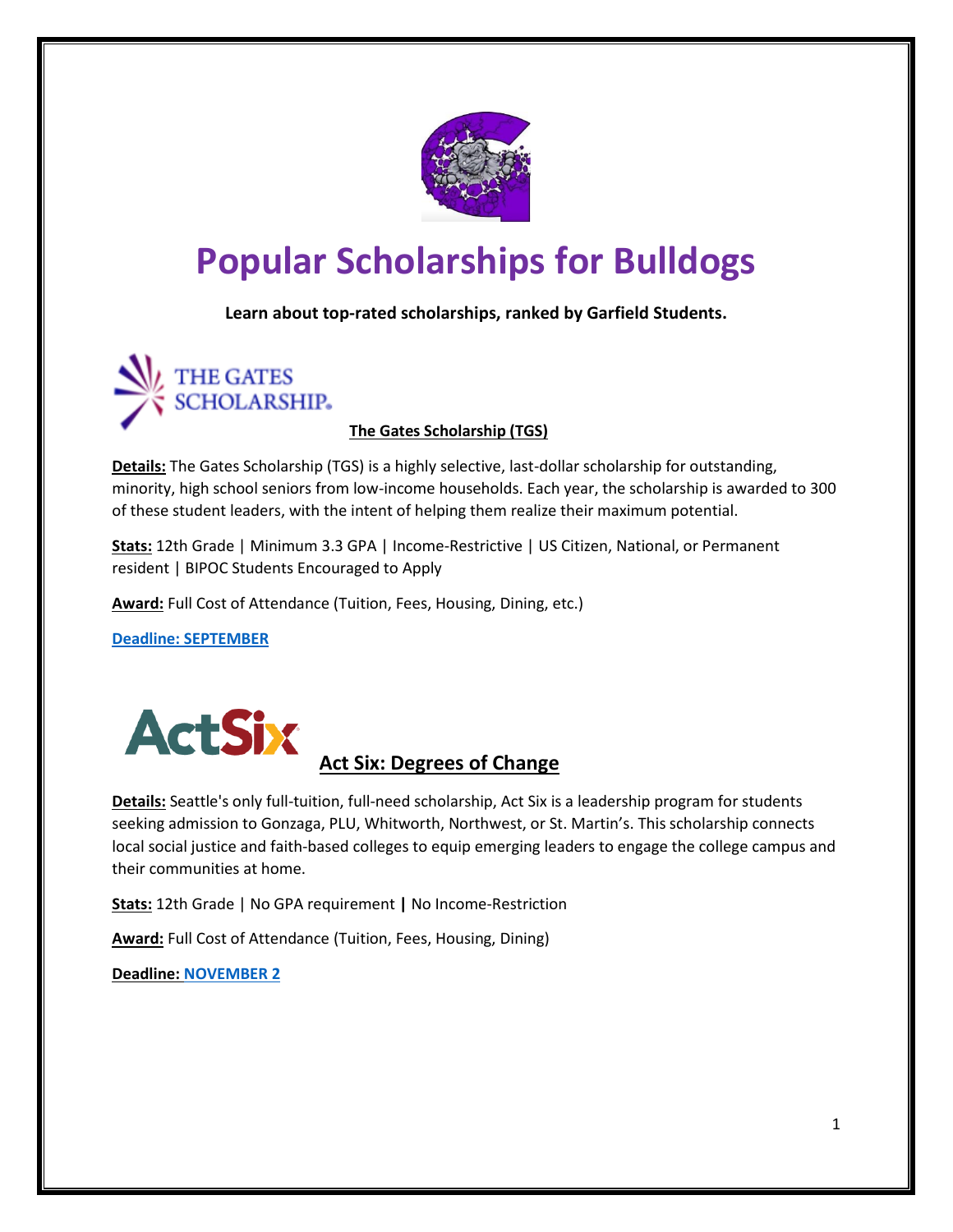# Popular Scholarships for Bulldogs

**Learn about top-rated scholarships, ranked by Garfield Students.**

## The Gates Scholarship (TGS)

**Details:** The Gates Scholarship (TGS) is a highly selective, last-dollar scholarship for outstanding, minority, high school seniors from low-income households. Each year, the scholarship is awarded to 300 of these student leaders, with the intent of helping them realize their maximum potential.

**Stats:** 12th Grade | Minimum 3.3 GPA | Income-Restrictive | US Citizen, National, or Permanent resident | BIPOC Students Encouraged to Apply

**Award:** Full Cost of Attendance (Tuition, Fees, Housing, Dining, etc.)

**Deadline: SEPTEMBER**

## Act Six: Degrees of Change

**Details:** Seattle's only full-tuition, full-need scholarship, Act Six is a leadership program for students seeking admission to Gonzaga, PLU, Whitworth, Northwest, or St. Martin's. This scholarship connects local social justice and faith-based colleges to equip emerging leaders to engage the college campus and their communities at home.

**Stats:** 12th Grade | No GPA requirement | No Income-Restriction

**Award:** Full Cost of Attendance (Tuition, Fees, Housing, Dining)

**Deadline: NOVEMBER 2**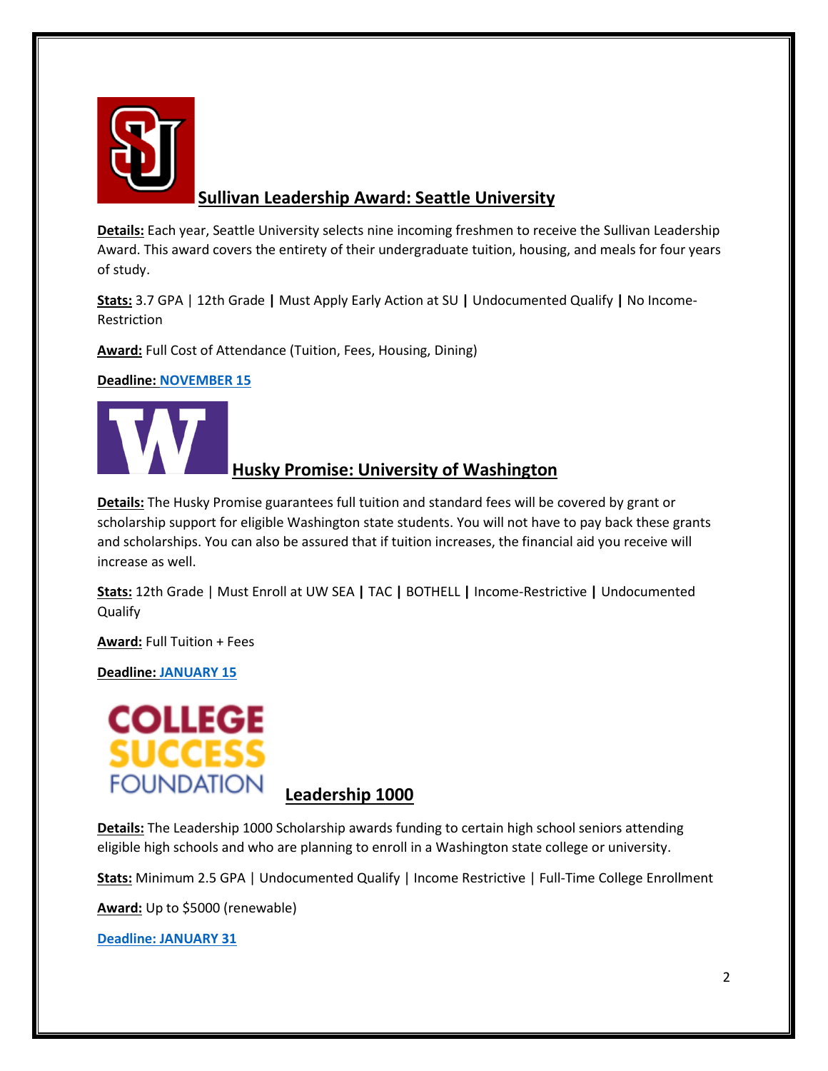## Sullivan Leadership Award: Seattle University

**Details:** Each year, Seattle University selects nine incoming freshmen to receive the Sullivan Leadership Award. This award covers the entirety of their undergraduate tuition, housing, and meals for four years of study.

**Stats:** 3.7 GPA | 12th Grade **|** Must Apply Early Action at SU **|** Undocumented Qualify **|** No Income-Restriction

**Award:** Full Cost of Attendance (Tuition, Fees, Housing, Dining)

**Deadline: NOVEMBER 15**

## Husky Promise: University of Washington

**Details:** The Husky Promise guarantees full tuition and standard fees will be covered by grant or scholarship support for eligible Washington state students. You will not have to pay back these grants and scholarships. You can also be assured that if tuition increases, the financial aid you receive will increase as well.

**Stats:** 12th Grade | Must Enroll at UW SEA **|** TAC **|** BOTHELL **|** Income-Restrictive **|** Undocumented Qualify

**Award:** Full Tuition + Fees

**Deadline: JANUARY 15**

COLLEGE SUCCESS FOUNDATION

## Leadership 1000

**Details:** The Leadership 1000 Scholarship awards funding to certain high school seniors attending eligible high schools and who are planning to enroll in a Washington state college or university.

**Stats:** Minimum 2.5 GPA | Undocumented Qualify | Income Restrictive | Full-Time College Enrollment

**Award:** Up to $5000 (renewable)

**Deadline: JANUARY 31**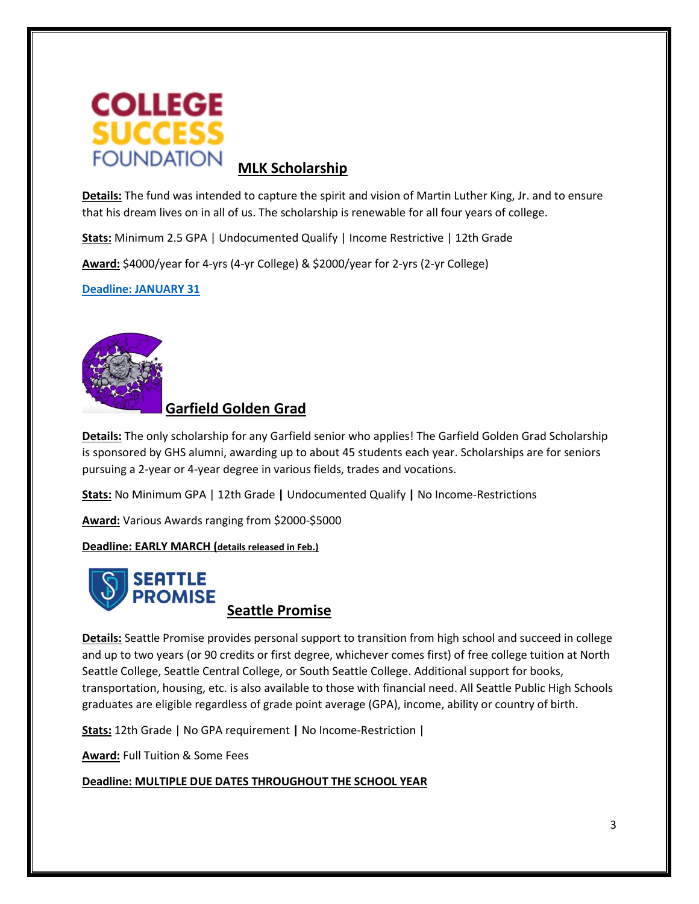COLLEGE SUCCESS FOUNDATION

## MLK Scholarship

**Details:** The fund was intended to capture the spirit and vision of Martin Luther King, Jr. and to ensure that his dream lives on in all of us. The scholarship is renewable for all four years of college.

**Stats:** Minimum 2.5 GPA | Undocumented Qualify | Income Restrictive | 12th Grade

**Award:** $4000/year for 4-yrs (4-yr College) & $2000/year for 2-yrs (2-yr College)

**Deadline: JANUARY 31**

## Garfield Golden Grad

**Details:** The only scholarship for any Garfield senior who applies! The Garfield Golden Grad Scholarship is sponsored by GHS alumni, awarding up to about 45 students each year. Scholarships are for seniors pursuing a 2-year or 4-year degree in various fields, trades and vocations.

**Stats:** No Minimum GPA | 12th Grade | Undocumented Qualify | No Income-Restrictions

**Award:** Various Awards ranging from $2000-$5000

**Deadline: EARLY MARCH (details released in Feb.)**

SEATTLE PROMISE

## Seattle Promise

**Details:** Seattle Promise provides personal support to transition from high school and succeed in college and up to two years (or 90 credits or first degree, whichever comes first) of free college tuition at North Seattle College, Seattle Central College, or South Seattle College. Additional support for books, transportation, housing, etc. is also available to those with financial need. All Seattle Public High Schools graduates are eligible regardless of grade point average (GPA), income, ability or country of birth.

**Stats:** 12th Grade | No GPA requirement | No Income-Restriction |

**Award:** Full Tuition & Some Fees

**Deadline: MULTIPLE DUE DATES THROUGHOUT THE SCHOOL YEAR**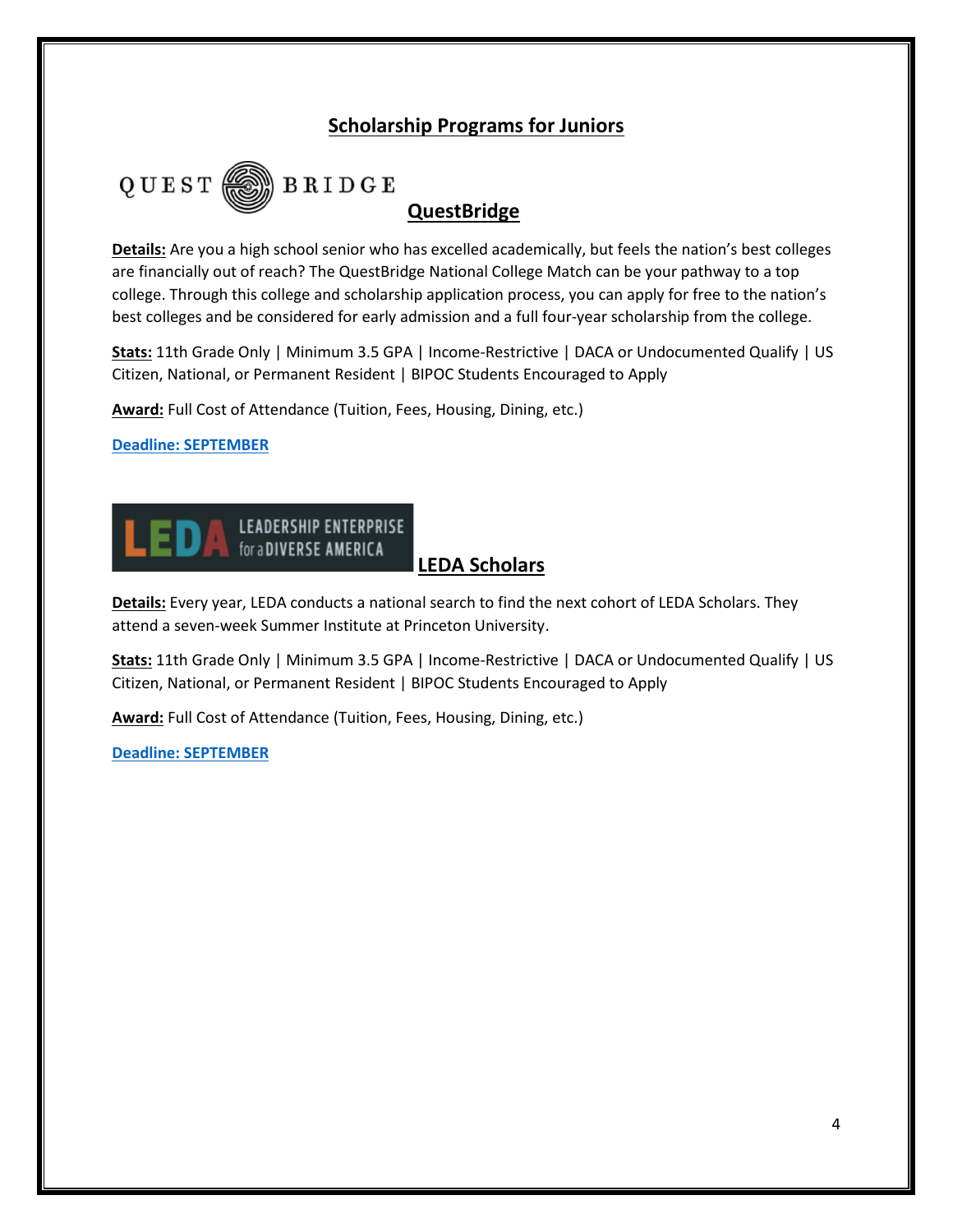## Scholarship Programs for Juniors

### QuestBridge

**Details:** Are you a high school senior who has excelled academically, but feels the nation's best colleges are financially out of reach? The QuestBridge National College Match can be your pathway to a top college. Through this college and scholarship application process, you can apply for free to the nation's best colleges and be considered for early admission and a full four-year scholarship from the college.

**Stats:** 11th Grade Only | Minimum 3.5 GPA | Income-Restrictive | DACA or Undocumented Qualify | US Citizen, National, or Permanent Resident | BIPOC Students Encouraged to Apply

**Award:** Full Cost of Attendance (Tuition, Fees, Housing, Dining, etc.)

**Deadline: SEPTEMBER**

### LEDA Scholars

**Details:** Every year, LEDA conducts a national search to find the next cohort of LEDA Scholars. They attend a seven-week Summer Institute at Princeton University.

**Stats:** 11th Grade Only | Minimum 3.5 GPA | Income-Restrictive | DACA or Undocumented Qualify | US Citizen, National, or Permanent Resident | BIPOC Students Encouraged to Apply

**Award:** Full Cost of Attendance (Tuition, Fees, Housing, Dining, etc.)

**Deadline: SEPTEMBER**